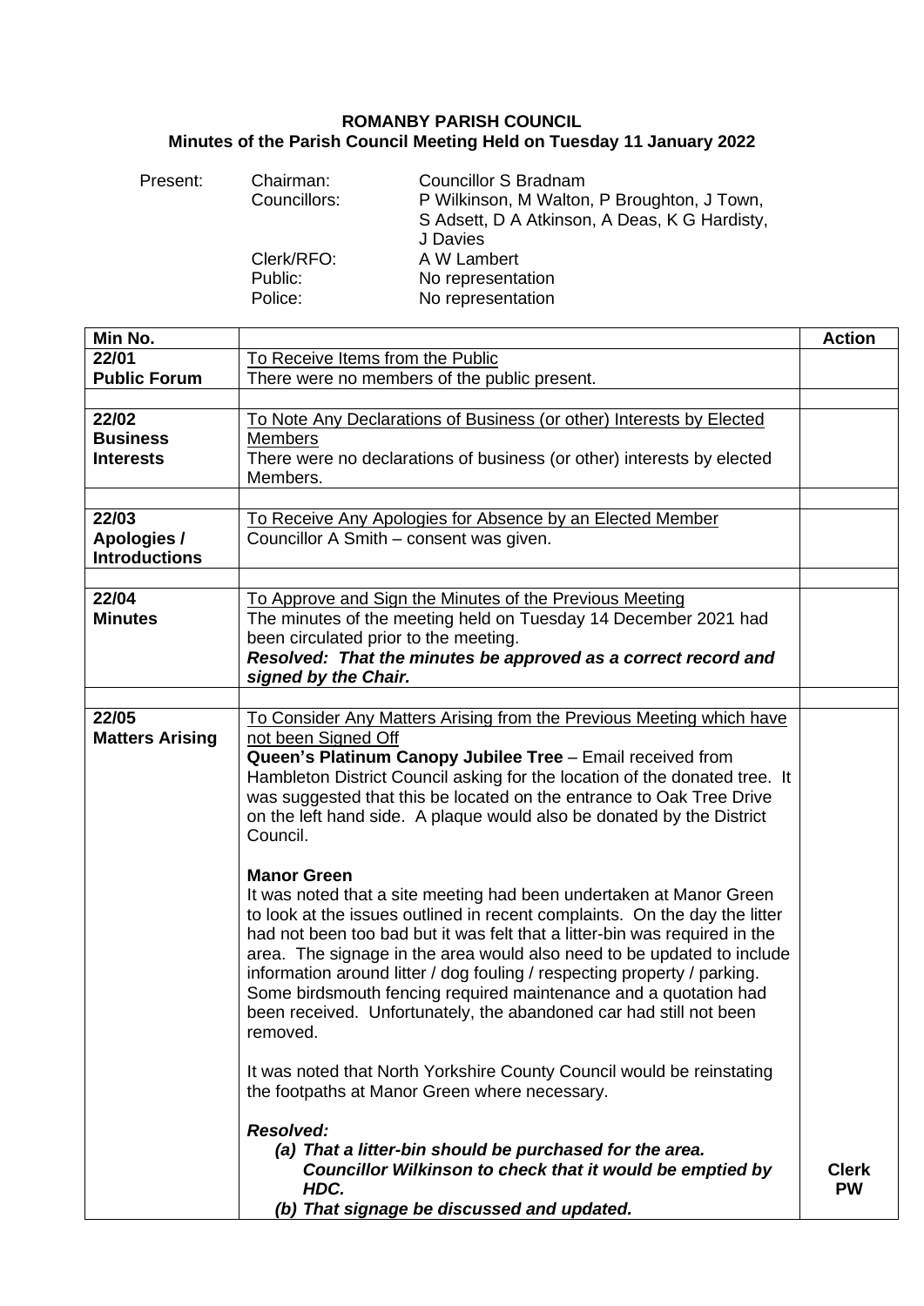**ROMANBY PARISH COUNCIL**
**Minutes of the Parish Council Meeting Held on Tuesday 11 January 2022**

| Present: | | |
|---|---|---|
| | Chairman: | Councillor S Bradnam |
| | Councillors: | P Wilkinson, M Walton, P Broughton, J Town, S Adsett, D A Atkinson, A Deas, K G Hardisty, J Davies |
| | Clerk/RFO: | A W Lambert |
| | Public: | No representation |
| | Police: | No representation |

| Min No. | | Action |
|---|---|---|
| **22/01** **Public Forum** | To Receive Items from the Public<br>There were no members of the public present. | |
| | | |
| **22/02** **Business Interests** | To Note Any Declarations of Business (or other) Interests by Elected Members<br>There were no declarations of business (or other) interests by elected Members. | |
| | | |
| **22/03** **Apologies / Introductions** | To Receive Any Apologies for Absence by an Elected Member<br>Councillor A Smith – consent was given. | |
| | | |
| **22/04** **Minutes** | To Approve and Sign the Minutes of the Previous Meeting<br>The minutes of the meeting held on Tuesday 14 December 2021 had been circulated prior to the meeting.<br>***Resolved: That the minutes be approved as a correct record and signed by the Chair.*** | |
| | | |
| **22/05** **Matters Arising** | To Consider Any Matters Arising from the Previous Meeting which have not been Signed Off<br>**Queen's Platinum Canopy Jubilee Tree** – Email received from Hambleton District Council asking for the location of the donated tree. It was suggested that this be located on the entrance to Oak Tree Drive on the left hand side. A plaque would also be donated by the District Council.<br><br>**Manor Green**<br>It was noted that a site meeting had been undertaken at Manor Green to look at the issues outlined in recent complaints. On the day the litter had not been too bad but it was felt that a litter-bin was required in the area. The signage in the area would also need to be updated to include information around litter / dog fouling / respecting property / parking. Some birdsmouth fencing required maintenance and a quotation had been received. Unfortunately, the abandoned car had still not been removed.<br><br>It was noted that North Yorkshire County Council would be reinstating the footpaths at Manor Green where necessary.<br><br>***Resolved:***<br>***(a) That a litter-bin should be purchased for the area. Councillor Wilkinson to check that it would be emptied by HDC.***<br>***(b) That signage be discussed and updated.*** | **Clerk** **PW** |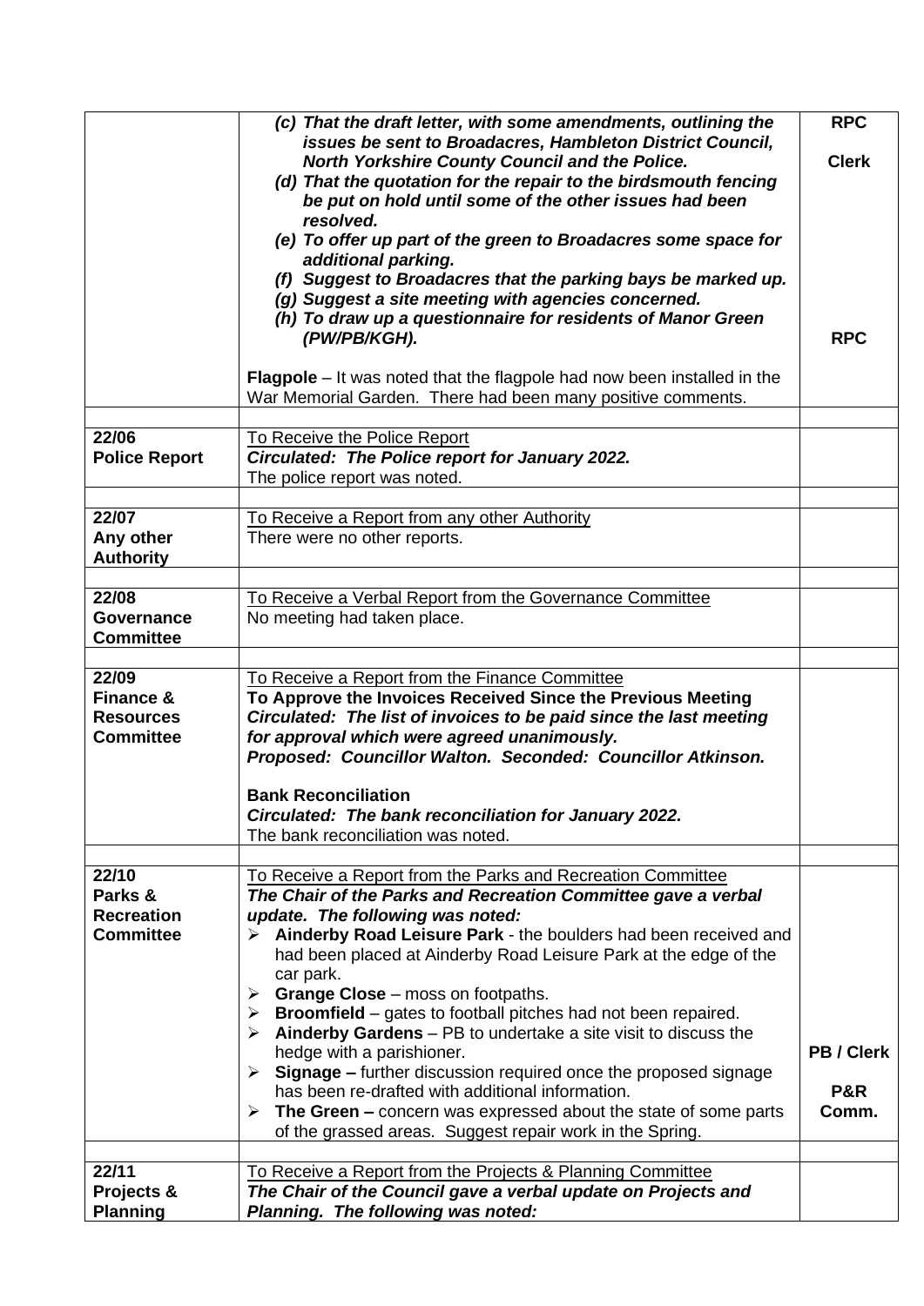| | | |
|---|---|---|
| | ***(c) That the draft letter, with some amendments, outlining the issues be sent to Broadacres, Hambleton District Council, North Yorkshire County Council and the Police.***<br>***(d) That the quotation for the repair to the birdsmouth fencing be put on hold until some of the other issues had been resolved.***<br>***(e) To offer up part of the green to Broadacres some space for additional parking.***<br>***(f) Suggest to Broadacres that the parking bays be marked up.***<br>***(g) Suggest a site meeting with agencies concerned.***<br>***(h) To draw up a questionnaire for residents of Manor Green (PW/PB/KGH).***<br><br>**Flagpole** – It was noted that the flagpole had now been installed in the War Memorial Garden. There had been many positive comments. | **RPC**<br><br>**Clerk**<br><br><br><br><br><br><br>**RPC** |
| | | |
| **22/06**<br>**Police Report** | To Receive the Police Report<br>***Circulated: The Police report for January 2022.***<br>The police report was noted. | |
| | | |
| **22/07**<br>**Any other Authority** | To Receive a Report from any other Authority<br>There were no other reports. | |
| | | |
| **22/08**<br>**Governance Committee** | To Receive a Verbal Report from the Governance Committee<br>No meeting had taken place. | |
| | | |
| **22/09**<br>**Finance & Resources Committee** | To Receive a Report from the Finance Committee<br>**To Approve the Invoices Received Since the Previous Meeting**<br>***Circulated: The list of invoices to be paid since the last meeting for approval which were agreed unanimously.***<br>***Proposed: Councillor Walton. Seconded: Councillor Atkinson.***<br><br>**Bank Reconciliation**<br>***Circulated: The bank reconciliation for January 2022.***<br>The bank reconciliation was noted. | |
| | | |
| **22/10**<br>**Parks & Recreation Committee** | To Receive a Report from the Parks and Recreation Committee<br>***The Chair of the Parks and Recreation Committee gave a verbal update. The following was noted:***<br>➢ **Ainderby Road Leisure Park** - the boulders had been received and had been placed at Ainderby Road Leisure Park at the edge of the car park.<br>➢ **Grange Close** – moss on footpaths.<br>➢ **Broomfield** – gates to football pitches had not been repaired.<br>➢ **Ainderby Gardens** – PB to undertake a site visit to discuss the hedge with a parishioner.<br>➢ **Signage –** further discussion required once the proposed signage has been re-drafted with additional information.<br>➢ **The Green –** concern was expressed about the state of some parts of the grassed areas. Suggest repair work in the Spring. | <br><br><br><br><br><br><br><br>**PB / Clerk**<br><br>**P&R Comm.** |
| | | |
| **22/11**<br>**Projects & Planning** | To Receive a Report from the Projects & Planning Committee<br>***The Chair of the Council gave a verbal update on Projects and Planning. The following was noted:*** | |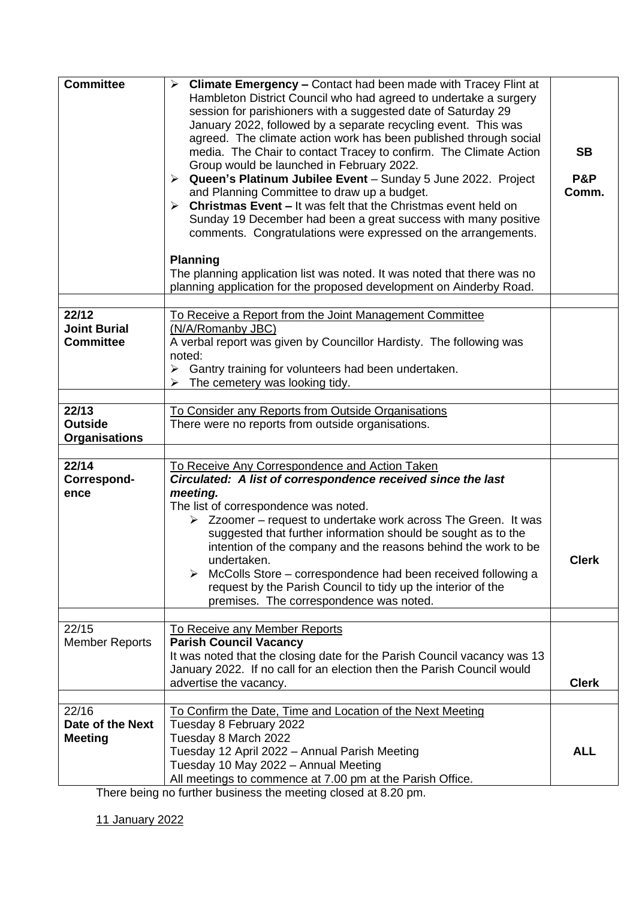| | | |
|---|---|---|
| **Committee** | ➢ **Climate Emergency –** Contact had been made with Tracey Flint at Hambleton District Council who had agreed to undertake a surgery session for parishioners with a suggested date of Saturday 29 January 2022, followed by a separate recycling event. This was agreed. The climate action work has been published through social media. The Chair to contact Tracey to confirm. The Climate Action Group would be launched in February 2022.<br>➢ **Queen's Platinum Jubilee Event** – Sunday 5 June 2022. Project and Planning Committee to draw up a budget.<br>➢ **Christmas Event –** It was felt that the Christmas event held on Sunday 19 December had been a great success with many positive comments. Congratulations were expressed on the arrangements.<br><br>**Planning**<br>The planning application list was noted. It was noted that there was no planning application for the proposed development on Ainderby Road. | **SB**<br><br>**P&P Comm.** |
| | | |
| **22/12**<br>**Joint Burial Committee** | To Receive a Report from the Joint Management Committee (N/A/Romanby JBC)<br>A verbal report was given by Councillor Hardisty. The following was noted:<br>➢ Gantry training for volunteers had been undertaken.<br>➢ The cemetery was looking tidy. | |
| | | |
| **22/13**<br>**Outside Organisations** | To Consider any Reports from Outside Organisations<br>There were no reports from outside organisations. | |
| | | |
| **22/14**<br>**Correspond-ence** | To Receive Any Correspondence and Action Taken<br>***Circulated: A list of correspondence received since the last meeting.***<br>The list of correspondence was noted.<br>➢ Zzoomer – request to undertake work across The Green. It was suggested that further information should be sought as to the intention of the company and the reasons behind the work to be undertaken.<br>➢ McColls Store – correspondence had been received following a request by the Parish Council to tidy up the interior of the premises. The correspondence was noted. | **Clerk** |
| | | |
| 22/15<br>Member Reports | To Receive any Member Reports<br>**Parish Council Vacancy**<br>It was noted that the closing date for the Parish Council vacancy was 13 January 2022. If no call for an election then the Parish Council would advertise the vacancy. | **Clerk** |
| | | |
| 22/16<br>**Date of the Next Meeting** | To Confirm the Date, Time and Location of the Next Meeting<br>Tuesday 8 February 2022<br>Tuesday 8 March 2022<br>Tuesday 12 April 2022 – Annual Parish Meeting<br>Tuesday 10 May 2022 – Annual Meeting<br>All meetings to commence at 7.00 pm at the Parish Office. | **ALL** |

There being no further business the meeting closed at 8.20 pm.

11 January 2022